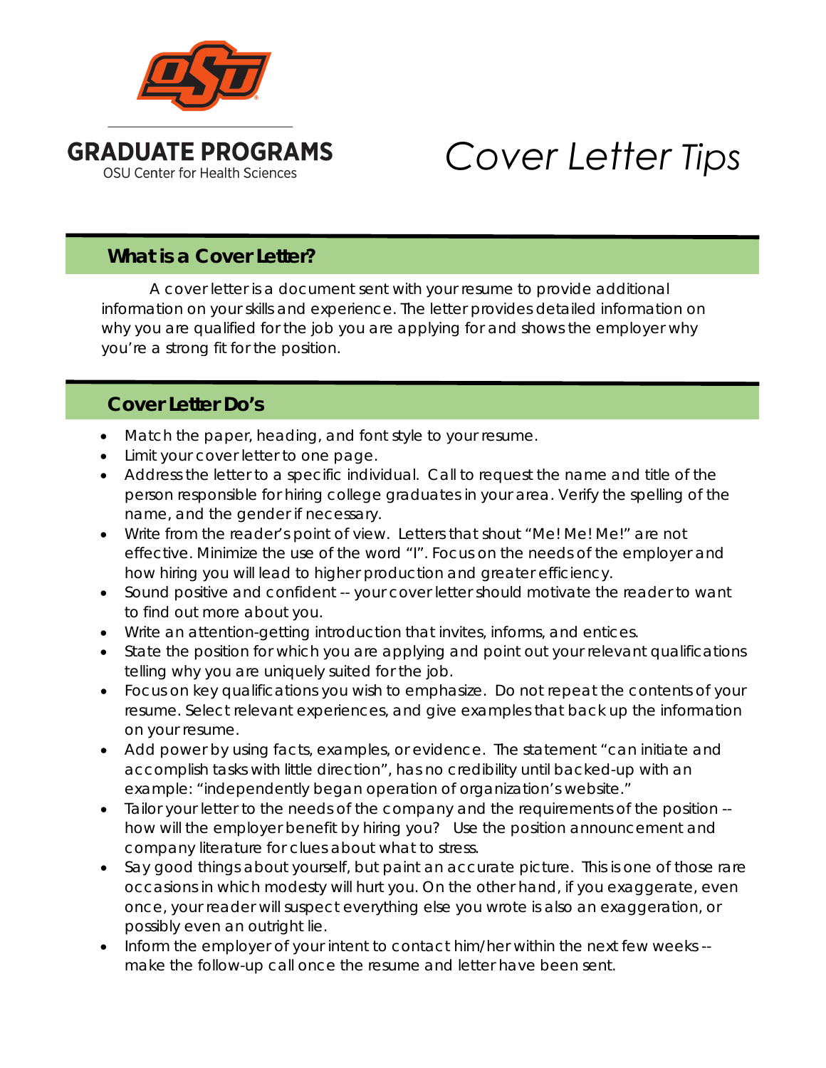# GRADUATE PROGRAMS

OSU Center for Health Sciences

# *Cover Letter Tips*

## What is a Cover Letter?

A cover letter is a document sent with your resume to provide additional information on your skills and experience. The letter provides detailed information on why you are qualified for the job you are applying for and shows the employer why you're a strong fit for the position.

## Cover Letter Do's

- Match the paper, heading, and font style to your resume.
- Limit your cover letter to one page.
- Address the letter to a specific individual. Call to request the name and title of the person responsible for hiring college graduates in your area. Verify the spelling of the name, and the gender if necessary.
- Write from the reader's point of view. Letters that shout "Me! Me! Me!" are not effective. Minimize the use of the word "I". Focus on the needs of the employer and how hiring you will lead to higher production and greater efficiency.
- Sound positive and confident -- your cover letter should motivate the reader to want to find out more about you.
- Write an attention-getting introduction that invites, informs, and entices.
- State the position for which you are applying and point out your relevant qualifications telling why you are uniquely suited for the job.
- Focus on key qualifications you wish to emphasize. Do not repeat the contents of your resume. Select relevant experiences, and give examples that back up the information on your resume.
- Add power by using facts, examples, or evidence. The statement "can initiate and accomplish tasks with little direction", has no credibility until backed-up with an example: "independently began operation of organization's website."
- Tailor your letter to the needs of the company and the requirements of the position -- how will the employer benefit by hiring you? Use the position announcement and company literature for clues about what to stress.
- Say good things about yourself, but paint an accurate picture. This is one of those rare occasions in which modesty will hurt you. On the other hand, if you exaggerate, even once, your reader will suspect everything else you wrote is also an exaggeration, or possibly even an outright lie.
- Inform the employer of your intent to contact him/her within the next few weeks -- make the follow-up call once the resume and letter have been sent.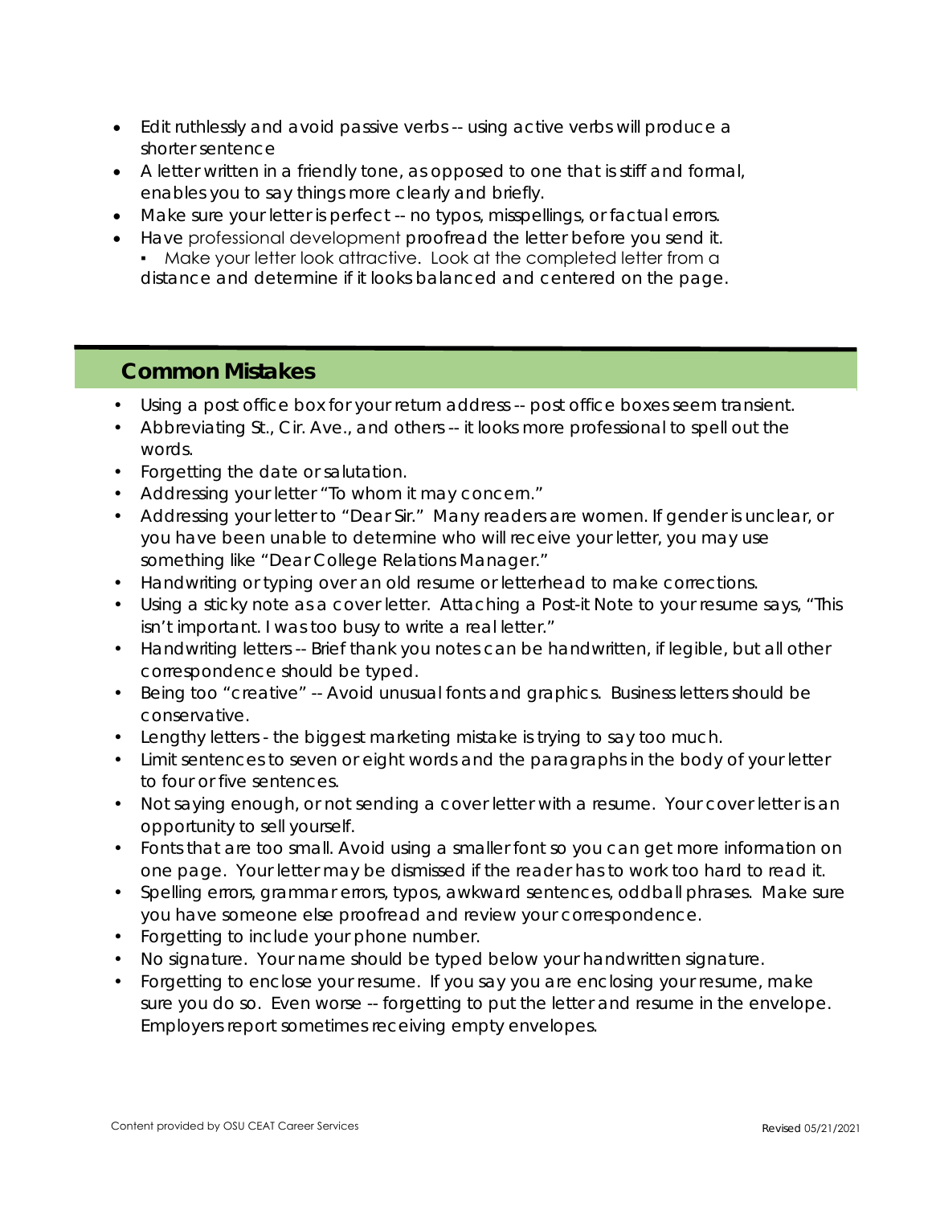- Edit ruthlessly and avoid passive verbs -- using active verbs will produce a shorter sentence
- A letter written in a friendly tone, as opposed to one that is stiff and formal, enables you to say things more clearly and briefly.
- Make sure your letter is perfect -- no typos, misspellings, or factual errors.
- Have professional development proofread the letter before you send it.
  - Make your letter look attractive. Look at the completed letter from a distance and determine if it looks balanced and centered on the page.

## Common Mistakes

- Using a post office box for your return address -- post office boxes seem transient.
- Abbreviating St., Cir. Ave., and others -- it looks more professional to spell out the words.
- Forgetting the date or salutation.
- Addressing your letter "To whom it may concern."
- Addressing your letter to "Dear Sir." Many readers are women. If gender is unclear, or you have been unable to determine who will receive your letter, you may use something like "Dear College Relations Manager."
- Handwriting or typing over an old resume or letterhead to make corrections.
- Using a sticky note as a cover letter. Attaching a Post-it Note to your resume says, "This isn't important. I was too busy to write a real letter."
- Handwriting letters -- Brief thank you notes can be handwritten, if legible, but all other correspondence should be typed.
- Being too "creative" -- Avoid unusual fonts and graphics. Business letters should be conservative.
- Lengthy letters - the biggest marketing mistake is trying to say too much.
- Limit sentences to seven or eight words and the paragraphs in the body of your letter to four or five sentences.
- Not saying enough, or not sending a cover letter with a resume. Your cover letter is an opportunity to sell yourself.
- Fonts that are too small. Avoid using a smaller font so you can get more information on one page. Your letter may be dismissed if the reader has to work too hard to read it.
- Spelling errors, grammar errors, typos, awkward sentences, oddball phrases. Make sure you have someone else proofread and review your correspondence.
- Forgetting to include your phone number.
- No signature. Your name should be typed below your handwritten signature.
- Forgetting to enclose your resume. If you say you are enclosing your resume, make sure you do so. Even worse -- forgetting to put the letter and resume in the envelope. Employers report sometimes receiving empty envelopes.